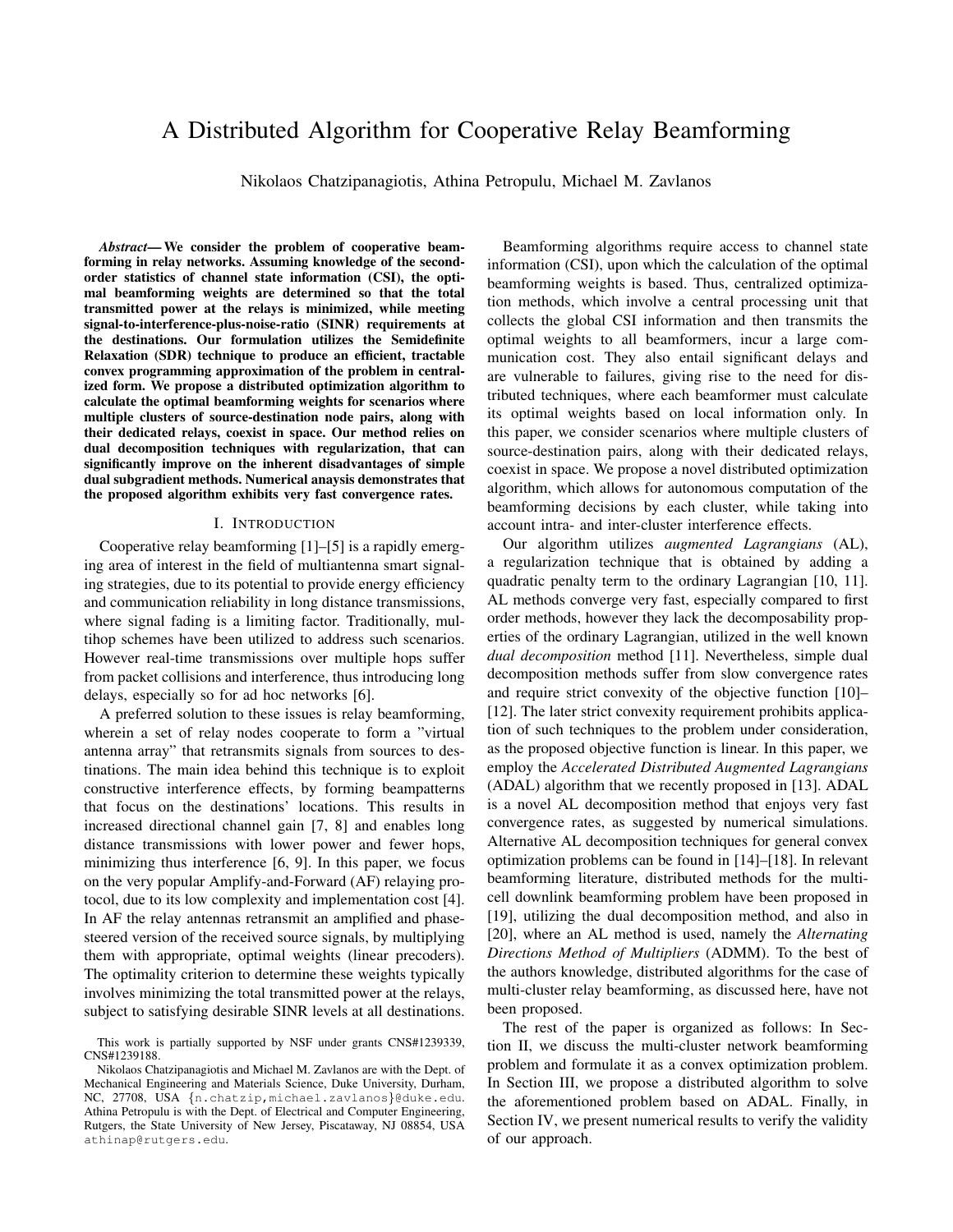# A Distributed Algorithm for Cooperative Relay Beamforming

Nikolaos Chatzipanagiotis, Athina Petropulu, Michael M. Zavlanos

***Abstract*— We consider the problem of cooperative beamforming in relay networks. Assuming knowledge of the second-order statistics of channel state information (CSI), the optimal beamforming weights are determined so that the total transmitted power at the relays is minimized, while meeting signal-to-interference-plus-noise-ratio (SINR) requirements at the destinations. Our formulation utilizes the Semidefinite Relaxation (SDR) technique to produce an efficient, tractable convex programming approximation of the problem in centralized form. We propose a distributed optimization algorithm to calculate the optimal beamforming weights for scenarios where multiple clusters of source-destination node pairs, along with their dedicated relays, coexist in space. Our method relies on dual decomposition techniques with regularization, that can significantly improve on the inherent disadvantages of simple dual subgradient methods. Numerical anaysis demonstrates that the proposed algorithm exhibits very fast convergence rates.**

## I. Introduction

Cooperative relay beamforming [1]–[5] is a rapidly emerging area of interest in the field of multiantenna smart signaling strategies, due to its potential to provide energy efficiency and communication reliability in long distance transmissions, where signal fading is a limiting factor. Traditionally, multihop schemes have been utilized to address such scenarios. However real-time transmissions over multiple hops suffer from packet collisions and interference, thus introducing long delays, especially so for ad hoc networks [6].

A preferred solution to these issues is relay beamforming, wherein a set of relay nodes cooperate to form a "virtual antenna array" that retransmits signals from sources to destinations. The main idea behind this technique is to exploit constructive interference effects, by forming beampatterns that focus on the destinations' locations. This results in increased directional channel gain [7, 8] and enables long distance transmissions with lower power and fewer hops, minimizing thus interference [6, 9]. In this paper, we focus on the very popular Amplify-and-Forward (AF) relaying protocol, due to its low complexity and implementation cost [4]. In AF the relay antennas retransmit an amplified and phase-steered version of the received source signals, by multiplying them with appropriate, optimal weights (linear precoders). The optimality criterion to determine these weights typically involves minimizing the total transmitted power at the relays, subject to satisfying desirable SINR levels at all destinations.

Beamforming algorithms require access to channel state information (CSI), upon which the calculation of the optimal beamforming weights is based. Thus, centralized optimization methods, which involve a central processing unit that collects the global CSI information and then transmits the optimal weights to all beamformers, incur a large communication cost. They also entail significant delays and are vulnerable to failures, giving rise to the need for distributed techniques, where each beamformer must calculate its optimal weights based on local information only. In this paper, we consider scenarios where multiple clusters of source-destination pairs, along with their dedicated relays, coexist in space. We propose a novel distributed optimization algorithm, which allows for autonomous computation of the beamforming decisions by each cluster, while taking into account intra- and inter-cluster interference effects.

Our algorithm utilizes *augmented Lagrangians* (AL), a regularization technique that is obtained by adding a quadratic penalty term to the ordinary Lagrangian [10, 11]. AL methods converge very fast, especially compared to first order methods, however they lack the decomposability properties of the ordinary Lagrangian, utilized in the well known *dual decomposition* method [11]. Nevertheless, simple dual decomposition methods suffer from slow convergence rates and require strict convexity of the objective function [10]–[12]. The later strict convexity requirement prohibits application of such techniques to the problem under consideration, as the proposed objective function is linear. In this paper, we employ the *Accelerated Distributed Augmented Lagrangians* (ADAL) algorithm that we recently proposed in [13]. ADAL is a novel AL decomposition method that enjoys very fast convergence rates, as suggested by numerical simulations. Alternative AL decomposition techniques for general convex optimization problems can be found in [14]–[18]. In relevant beamforming literature, distributed methods for the multi-cell downlink beamforming problem have been proposed in [19], utilizing the dual decomposition method, and also in [20], where an AL method is used, namely the *Alternating Directions Method of Multipliers* (ADMM). To the best of the authors knowledge, distributed algorithms for the case of multi-cluster relay beamforming, as discussed here, have not been proposed.

The rest of the paper is organized as follows: In Section II, we discuss the multi-cluster network beamforming problem and formulate it as a convex optimization problem. In Section III, we propose a distributed algorithm to solve the aforementioned problem based on ADAL. Finally, in Section IV, we present numerical results to verify the validity of our approach.

This work is partially supported by NSF under grants CNS#1239339, CNS#1239188.

Nikolaos Chatzipanagiotis and Michael M. Zavlanos are with the Dept. of Mechanical Engineering and Materials Science, Duke University, Durham, NC, 27708, USA {n.chatzip,michael.zavlanos}@duke.edu. Athina Petropulu is with the Dept. of Electrical and Computer Engineering, Rutgers, the State University of New Jersey, Piscataway, NJ 08854, USA athinap@rutgers.edu.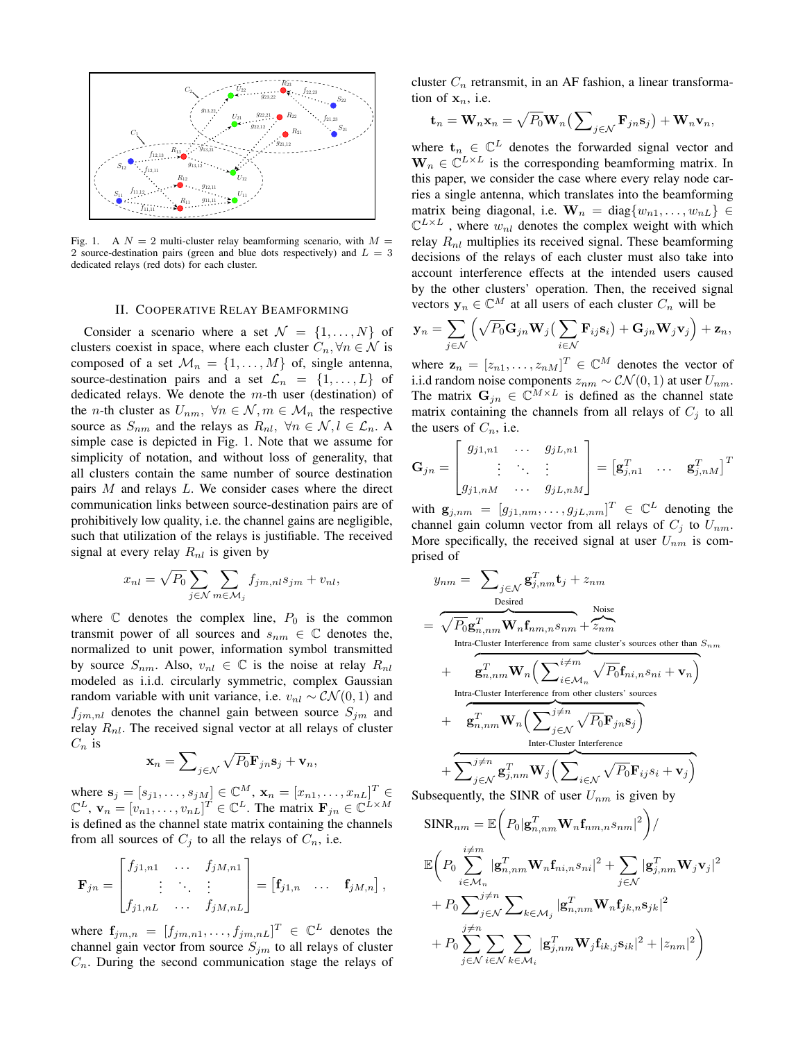Fig. 1. A $N = 2$ multi-cluster relay beamforming scenario, with $M = 2$ source-destination pairs (green and blue dots respectively) and $L = 3$ dedicated relays (red dots) for each cluster.

## II. Cooperative Relay Beamforming

Consider a scenario where a set $\mathcal{N} = \{1, \ldots, N\}$ of clusters coexist in space, where each cluster $C_n, \forall n \in \mathcal{N}$ is composed of a set $\mathcal{M}_n = \{1, \ldots, M\}$ of, single antenna, source-destination pairs and a set $\mathcal{L}_n = \{1, \ldots, L\}$ of dedicated relays. We denote the $m$-th user (destination) of the $n$-th cluster as $U_{nm}$, $\forall n \in \mathcal{N}, m \in \mathcal{M}_n$ the respective source as $S_{nm}$ and the relays as $R_{nl}$, $\forall n \in \mathcal{N}, l \in \mathcal{L}_n$. A simple case is depicted in Fig. 1. Note that we assume for simplicity of notation, and without loss of generality, that all clusters contain the same number of source destination pairs $M$ and relays $L$. We consider cases where the direct communication links between source-destination pairs are of prohibitively low quality, i.e. the channel gains are negligible, such that utilization of the relays is justifiable. The received signal at every relay $R_{nl}$ is given by

$$x_{nl} = \sqrt{P_0} \sum_{j \in \mathcal{N}} \sum_{m \in \mathcal{M}_j} f_{jm,nl} s_{jm} + v_{nl},$$

where $\mathbb{C}$ denotes the complex line, $P_0$ is the common transmit power of all sources and $s_{nm} \in \mathbb{C}$ denotes the, normalized to unit power, information symbol transmitted by source $S_{nm}$. Also, $v_{nl} \in \mathbb{C}$ is the noise at relay $R_{nl}$ modeled as i.i.d. circularly symmetric, complex Gaussian random variable with unit variance, i.e. $v_{nl} \sim \mathcal{CN}(0, 1)$ and $f_{jm,nl}$ denotes the channel gain between source $S_{jm}$ and relay $R_{nl}$. The received signal vector at all relays of cluster $C_n$ is

$$\mathbf{x}_n = \sum\nolimits_{j \in \mathcal{N}} \sqrt{P_0} \mathbf{F}_{jn} \mathbf{s}_j + \mathbf{v}_n,$$

where $\mathbf{s}_j = [s_{j1}, \ldots, s_{jM}] \in \mathbb{C}^M$, $\mathbf{x}_n = [x_{n1}, \ldots, x_{nL}]^T \in \mathbb{C}^L$, $\mathbf{v}_n = [v_{n1}, \ldots, v_{nL}]^T \in \mathbb{C}^L$. The matrix $\mathbf{F}_{jn} \in \mathbb{C}^{L \times M}$ is defined as the channel state matrix containing the channels from all sources of $C_j$ to all the relays of $C_n$, i.e.

$$\mathbf{F}_{jn} = \begin{bmatrix} f_{j1,n1} & \ldots & f_{jM,n1} \\ \vdots & \ddots & \vdots \\ f_{j1,nL} & \ldots & f_{jM,nL} \end{bmatrix} = \begin{bmatrix} \mathbf{f}_{j1,n} & \ldots & \mathbf{f}_{jM,n} \end{bmatrix},$$

where $\mathbf{f}_{jm,n} = [f_{jm,n1}, \ldots, f_{jm,nL}]^T \in \mathbb{C}^L$ denotes the channel gain vector from source $S_{jm}$ to all relays of cluster $C_n$. During the second communication stage the relays of cluster $C_n$ retransmit, in an AF fashion, a linear transformation of $\mathbf{x}_n$, i.e.

$$\mathbf{t}_n = \mathbf{W}_n \mathbf{x}_n = \sqrt{P_0} \mathbf{W}_n \big( \sum\nolimits_{j \in \mathcal{N}} \mathbf{F}_{jn} \mathbf{s}_j \big) + \mathbf{W}_n \mathbf{v}_n,$$

where $\mathbf{t}_n \in \mathbb{C}^L$ denotes the forwarded signal vector and $\mathbf{W}_n \in \mathbb{C}^{L \times L}$ is the corresponding beamforming matrix. In this paper, we consider the case where every relay node carries a single antenna, which translates into the beamforming matrix being diagonal, i.e. $\mathbf{W}_n = \text{diag}\{w_{n1}, \ldots, w_{nL}\} \in \mathbb{C}^{L \times L}$ , where $w_{nl}$ denotes the complex weight with which relay $R_{nl}$ multiplies its received signal. These beamforming decisions of the relays of each cluster must also take into account interference effects at the intended users caused by the other clusters' operation. Then, the received signal vectors $\mathbf{y}_n \in \mathbb{C}^M$ at all users of each cluster $C_n$ will be

$$\mathbf{y}_n = \sum_{j \in \mathcal{N}} \Big( \sqrt{P_0} \mathbf{G}_{jn} \mathbf{W}_j \big( \sum_{i \in \mathcal{N}} \mathbf{F}_{ij} \mathbf{s}_i \big) + \mathbf{G}_{jn} \mathbf{W}_j \mathbf{v}_j \Big) + \mathbf{z}_n,$$

where $\mathbf{z}_n = [z_{n1}, \ldots, z_{nM}]^T \in \mathbb{C}^M$ denotes the vector of i.i.d random noise components $z_{nm} \sim \mathcal{CN}(0, 1)$ at user $U_{nm}$. The matrix $\mathbf{G}_{jn} \in \mathbb{C}^{M \times L}$ is defined as the channel state matrix containing the channels from all relays of $C_j$ to all the users of $C_n$, i.e.

$$\mathbf{G}_{jn} = \begin{bmatrix} g_{j1,n1} & \ldots & g_{jL,n1} \\ \vdots & \ddots & \vdots \\ g_{j1,nM} & \ldots & g_{jL,nM} \end{bmatrix} = \begin{bmatrix} \mathbf{g}_{j,n1}^T & \ldots & \mathbf{g}_{j,nM}^T \end{bmatrix}^T$$

with $\mathbf{g}_{j,nm} = [g_{j1,nm}, \ldots, g_{jL,nm}]^T \in \mathbb{C}^L$ denoting the channel gain column vector from all relays of $C_j$ to $U_{nm}$. More specifically, the received signal at user $U_{nm}$ is comprised of

$$
\begin{aligned}
y_{nm} =& \sum\nolimits_{j \in \mathcal{N}} \mathbf{g}_{j,nm}^T \mathbf{t}_j + z_{nm} \\
=& \overbrace{\sqrt{P_0} \mathbf{g}_{n,nm}^T \mathbf{W}_n \mathbf{f}_{nm,n} s_{nm}}^{\text{Desired}} + \overbrace{z_{nm}}^{\text{Noise}} \\
&+ \overbrace{\mathbf{g}_{n,nm}^T \mathbf{W}_n \Big( \sum\nolimits_{i \in \mathcal{M}_n}^{i \neq m} \sqrt{P_0} \mathbf{f}_{ni,n} s_{ni} + \mathbf{v}_n \Big)}^{\text{Intra-Cluster Interference from same cluster's sources other than } S_{nm}} \\
&+ \overbrace{\mathbf{g}_{n,nm}^T \mathbf{W}_n \Big( \sum\nolimits_{j \in \mathcal{N}}^{j \neq n} \sqrt{P_0} \mathbf{F}_{jn} \mathbf{s}_j \Big)}^{\text{Intra-Cluster Interference from other clusters' sources}} \\
&+ \overbrace{\sum\nolimits_{j \in \mathcal{N}}^{j \neq n} \mathbf{g}_{j,nm}^T \mathbf{W}_j \Big( \sum\nolimits_{i \in \mathcal{N}} \sqrt{P_0} \mathbf{F}_{ij} s_i + \mathbf{v}_j \Big)}^{\text{Inter-Cluster Interference}}
\end{aligned}
$$

Subsequently, the SINR of user $U_{nm}$ is given by

$$
\begin{aligned}
\text{SINR}_{nm} =& \, \mathbb{E}\Big( P_0 |\mathbf{g}_{n,nm}^T \mathbf{W}_n \mathbf{f}_{nm,n} s_{nm}|^2 \Big) / \\
& \mathbb{E}\Big( P_0 \sum_{i \in \mathcal{M}_n}^{i \neq m} |\mathbf{g}_{n,nm}^T \mathbf{W}_n \mathbf{f}_{ni,n} s_{ni}|^2 + \sum_{j \in \mathcal{N}} |\mathbf{g}_{j,nm}^T \mathbf{W}_j \mathbf{v}_j|^2 \\
&+ P_0 \sum\nolimits_{j \in \mathcal{N}}^{j \neq n} \sum\nolimits_{k \in \mathcal{M}_j} |\mathbf{g}_{n,nm}^T \mathbf{W}_n \mathbf{f}_{jk,n} \mathbf{s}_{jk}|^2 \\
&+ P_0 \sum_{j \in \mathcal{N}}^{j \neq n} \sum_{i \in \mathcal{N}} \sum_{k \in \mathcal{M}_i} |\mathbf{g}_{j,nm}^T \mathbf{W}_j \mathbf{f}_{ik,j} \mathbf{s}_{ik}|^2 + |z_{nm}|^2 \Big)
\end{aligned}
$$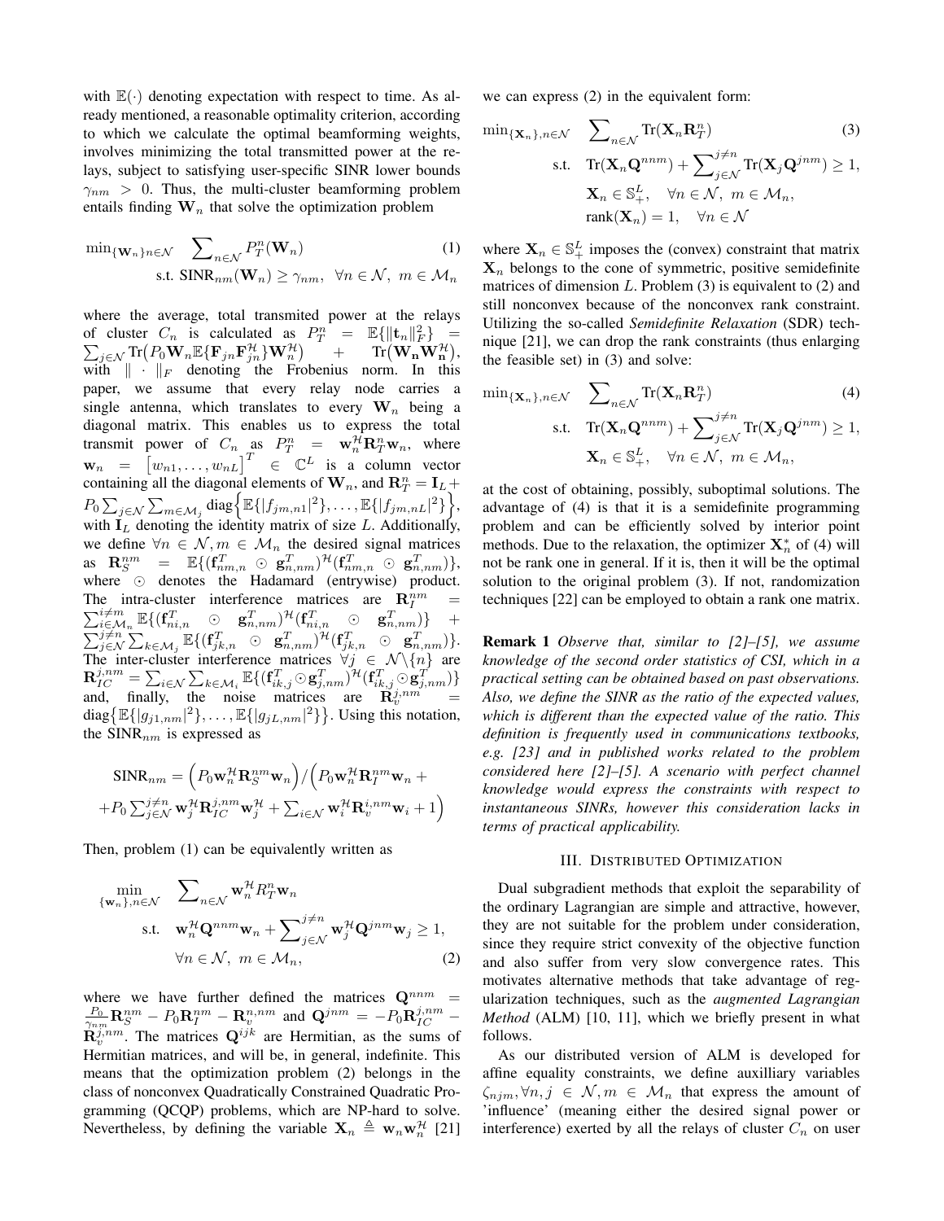with $\mathbb{E}(\cdot)$ denoting expectation with respect to time. As already mentioned, a reasonable optimality criterion, according to which we calculate the optimal beamforming weights, involves minimizing the total transmitted power at the relays, subject to satisfying user-specific SINR lower bounds $\gamma_{nm} > 0$. Thus, the multi-cluster beamforming problem entails finding $\mathbf{W}_n$ that solve the optimization problem

$$\min_{\{\mathbf{W}_n\} n\in\mathcal{N}} \quad \sum_{n\in\mathcal{N}} P_T^n(\mathbf{W}_n) \tag{1}$$
$$\text{s.t. } \text{SINR}_{nm}(\mathbf{W}_n) \geq \gamma_{nm}, \quad \forall n \in \mathcal{N},\ m \in \mathcal{M}_n$$

where the average, total transmited power at the relays of cluster $C_n$ is calculated as $P_T^n = \mathbb{E}\{\|\mathbf{t}_n\|_F^2\} = \sum_{j\in\mathcal{N}} \text{Tr}\big(P_0 \mathbf{W}_n \mathbb{E}\{\mathbf{F}_{jn}\mathbf{F}_{jn}^{\mathcal{H}}\}\mathbf{W}_n^{\mathcal{H}}\big) + \text{Tr}\big(\mathbf{W_n}\mathbf{W_n}^{\mathcal{H}}\big)$, with $\|\cdot\|_F$ denoting the Frobenius norm. In this paper, we assume that every relay node carries a single antenna, which translates to every $\mathbf{W}_n$ being a diagonal matrix. This enables us to express the total transmit power of $C_n$ as $P_T^n = \mathbf{w}_n^{\mathcal{H}}\mathbf{R}_T^n\mathbf{w}_n$, where $\mathbf{w}_n = \big[w_{n1}, \ldots, w_{nL}\big]^T \in \mathbb{C}^L$ is a column vector containing all the diagonal elements of $\mathbf{W}_n$, and $\mathbf{R}_T^n = \mathbf{I}_L + P_0 \sum_{j\in\mathcal{N}}\sum_{m\in\mathcal{M}_j} \text{diag}\Big\{\mathbb{E}\{|f_{jm,n1}|^2\}, \ldots, \mathbb{E}\{|f_{jm,nL}|^2\}\Big\}$, with $\mathbf{I}_L$ denoting the identity matrix of size $L$. Additionally, we define $\forall n \in \mathcal{N}, m \in \mathcal{M}_n$ the desired signal matrices as $\mathbf{R}_S^{nm} = \mathbb{E}\{(\mathbf{f}_{nm,n}^T \odot \mathbf{g}_{n,nm}^T)^{\mathcal{H}}(\mathbf{f}_{nm,n}^T \odot \mathbf{g}_{n,nm}^T)\}$, where $\odot$ denotes the Hadamard (entrywise) product. The intra-cluster interference matrices are $\mathbf{R}_I^{nm} = \sum_{i\in\mathcal{M}_n}^{i\neq m} \mathbb{E}\{(\mathbf{f}_{ni,n}^T \odot \mathbf{g}_{n,nm}^T)^{\mathcal{H}}(\mathbf{f}_{ni,n}^T \odot \mathbf{g}_{n,nm}^T)\} + \sum_{j\in\mathcal{N}}^{j\neq n}\sum_{k\in\mathcal{M}_j} \mathbb{E}\{(\mathbf{f}_{jk,n}^T \odot \mathbf{g}_{n,nm}^T)^{\mathcal{H}}(\mathbf{f}_{jk,n}^T \odot \mathbf{g}_{n,nm}^T)\}$. The inter-cluster interference matrices $\forall j \in \mathcal{N}\backslash\{n\}$ are $\mathbf{R}_{IC}^{j,nm} = \sum_{i\in\mathcal{N}}\sum_{k\in\mathcal{M}_i} \mathbb{E}\{(\mathbf{f}_{ik,j}^T \odot \mathbf{g}_{j,nm}^T)^{\mathcal{H}}(\mathbf{f}_{ik,j}^T \odot \mathbf{g}_{j,nm}^T)\}$ and, finally, the noise matrices are $\mathbf{R}_v^{j,nm} = \text{diag}\big\{\mathbb{E}\{|g_{j1,nm}|^2\}, \ldots, \mathbb{E}\{|g_{jL,nm}|^2\}\big\}$. Using this notation, the $\text{SINR}_{nm}$ is expressed as

$$\text{SINR}_{nm} = \Big(P_0 \mathbf{w}_n^{\mathcal{H}}\mathbf{R}_S^{nm}\mathbf{w}_n\Big) / \Big(P_0 \mathbf{w}_n^{\mathcal{H}}\mathbf{R}_I^{nm}\mathbf{w}_n + $$
$$+ P_0 \sum_{j\in\mathcal{N}}^{j\neq n} \mathbf{w}_j^{\mathcal{H}}\mathbf{R}_{IC}^{j,nm}\mathbf{w}_j^{\mathcal{H}} + \sum_{i\in\mathcal{N}} \mathbf{w}_i^{\mathcal{H}}\mathbf{R}_v^{i,nm}\mathbf{w}_i + 1\Big)$$

Then, problem (1) can be equivalently written as

$$\min_{\{\mathbf{w}_n\}, n\in\mathcal{N}} \quad \sum_{n\in\mathcal{N}} \mathbf{w}_n^{\mathcal{H}} R_T^n \mathbf{w}_n$$
$$\text{s.t.} \quad \mathbf{w}_n^{\mathcal{H}}\mathbf{Q}^{nnm}\mathbf{w}_n + \sum_{j\in\mathcal{N}}^{j\neq n} \mathbf{w}_j^{\mathcal{H}}\mathbf{Q}^{jnm}\mathbf{w}_j \geq 1,$$
$$\forall n \in \mathcal{N},\ m \in \mathcal{M}_n, \tag{2}$$

where we have further defined the matrices $\mathbf{Q}^{nnm} = \frac{P_0}{\gamma_{nm}}\mathbf{R}_S^{nm} - P_0\mathbf{R}_I^{nm} - \mathbf{R}_v^{n,nm}$ and $\mathbf{Q}^{jnm} = -P_0\mathbf{R}_{IC}^{j,nm} - \mathbf{R}_v^{j,nm}$. The matrices $\mathbf{Q}^{ijk}$ are Hermitian, as the sums of Hermitian matrices, and will be, in general, indefinite. This means that the optimization problem (2) belongs in the class of nonconvex Quadratically Constrained Quadratic Programming (QCQP) problems, which are NP-hard to solve. Nevertheless, by defining the variable $\mathbf{X}_n \triangleq \mathbf{w}_n\mathbf{w}_n^{\mathcal{H}}$ [21] we can express (2) in the equivalent form:

$$\min_{\{\mathbf{X}_n\}, n\in\mathcal{N}} \quad \sum_{n\in\mathcal{N}} \text{Tr}(\mathbf{X}_n\mathbf{R}_T^n) \tag{3}$$
$$\text{s.t.} \quad \text{Tr}(\mathbf{X}_n\mathbf{Q}^{nnm}) + \sum_{j\in\mathcal{N}}^{j\neq n} \text{Tr}(\mathbf{X}_j\mathbf{Q}^{jnm}) \geq 1,$$
$$\mathbf{X}_n \in \mathbb{S}_+^L, \quad \forall n \in \mathcal{N},\ m \in \mathcal{M}_n,$$
$$\text{rank}(\mathbf{X}_n) = 1, \quad \forall n \in \mathcal{N}$$

where $\mathbf{X}_n \in \mathbb{S}_+^L$ imposes the (convex) constraint that matrix $\mathbf{X}_n$ belongs to the cone of symmetric, positive semidefinite matrices of dimension $L$. Problem (3) is equivalent to (2) and still nonconvex because of the nonconvex rank constraint. Utilizing the so-called *Semidefinite Relaxation* (SDR) technique [21], we can drop the rank constraints (thus enlarging the feasible set) in (3) and solve:

$$\min_{\{\mathbf{X}_n\}, n\in\mathcal{N}} \quad \sum_{n\in\mathcal{N}} \text{Tr}(\mathbf{X}_n\mathbf{R}_T^n) \tag{4}$$
$$\text{s.t.} \quad \text{Tr}(\mathbf{X}_n\mathbf{Q}^{nnm}) + \sum_{j\in\mathcal{N}}^{j\neq n} \text{Tr}(\mathbf{X}_j\mathbf{Q}^{jnm}) \geq 1,$$
$$\mathbf{X}_n \in \mathbb{S}_+^L, \quad \forall n \in \mathcal{N},\ m \in \mathcal{M}_n,$$

at the cost of obtaining, possibly, suboptimal solutions. The advantage of (4) is that it is a semidefinite programming problem and can be efficiently solved by interior point methods. Due to the relaxation, the optimizer $\mathbf{X}_n^*$ of (4) will not be rank one in general. If it is, then it will be the optimal solution to the original problem (3). If not, randomization techniques [22] can be employed to obtain a rank one matrix.

**Remark 1** *Observe that, similar to [2]–[5], we assume knowledge of the second order statistics of CSI, which in a practical setting can be obtained based on past observations. Also, we define the SINR as the ratio of the expected values, which is different than the expected value of the ratio. This definition is frequently used in communications textbooks, e.g. [23] and in published works related to the problem considered here [2]–[5]. A scenario with perfect channel knowledge would express the constraints with respect to instantaneous SINRs, however this consideration lacks in terms of practical applicability.*

## III. Distributed Optimization

Dual subgradient methods that exploit the separability of the ordinary Lagrangian are simple and attractive, however, they are not suitable for the problem under consideration, since they require strict convexity of the objective function and also suffer from very slow convergence rates. This motivates alternative methods that take advantage of regularization techniques, such as the *augmented Lagrangian Method* (ALM) [10, 11], which we briefly present in what follows.

As our distributed version of ALM is developed for affine equality constraints, we define auxilliary variables $\zeta_{njm}, \forall n, j \in \mathcal{N}, m \in \mathcal{M}_n$ that express the amount of 'influence' (meaning either the desired signal power or interference) exerted by all the relays of cluster $C_n$ on user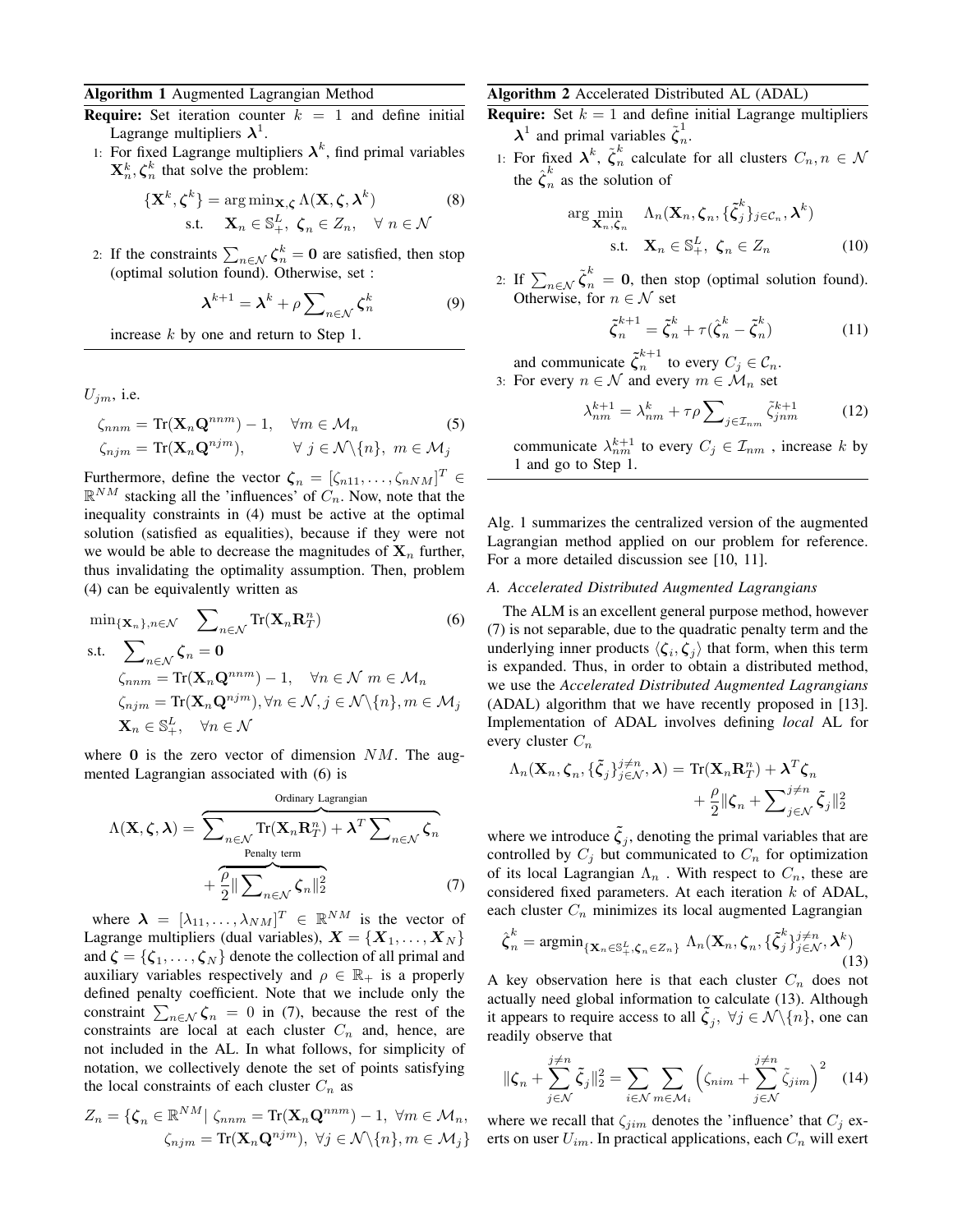**Algorithm 1** Augmented Lagrangian Method

**Require:** Set iteration counter $k = 1$ and define initial Lagrange multipliers $\boldsymbol{\lambda}^1$.

1: For fixed Lagrange multipliers $\boldsymbol{\lambda}^k$, find primal variables $\mathbf{X}_n^k, \boldsymbol{\zeta}_n^k$ that solve the problem:

$$\{\mathbf{X}^k, \boldsymbol{\zeta}^k\} = \arg\min_{\mathbf{X},\boldsymbol{\zeta}} \Lambda(\mathbf{X}, \boldsymbol{\zeta}, \boldsymbol{\lambda}^k) \quad \text{s.t.} \quad \mathbf{X}_n \in \mathbb{S}_+^L,\ \boldsymbol{\zeta}_n \in Z_n, \quad \forall\ n \in \mathcal{N} \tag{8}$$

2: If the constraints $\sum_{n\in\mathcal{N}} \boldsymbol{\zeta}_n^k = \mathbf{0}$ are satisfied, then stop (optimal solution found). Otherwise, set :

$$\boldsymbol{\lambda}^{k+1} = \boldsymbol{\lambda}^k + \rho \sum_{n\in\mathcal{N}} \boldsymbol{\zeta}_n^k \tag{9}$$

increase $k$ by one and return to Step 1.

---

$U_{jm}$, i.e.

$$\begin{aligned}
\zeta_{nnm} &= \text{Tr}(\mathbf{X}_n \mathbf{Q}^{nnm}) - 1, \quad \forall m \in \mathcal{M}_n \\
\zeta_{njm} &= \text{Tr}(\mathbf{X}_n \mathbf{Q}^{njm}), \qquad \forall\ j \in \mathcal{N}\backslash\{n\},\ m \in \mathcal{M}_j
\end{aligned} \tag{5}$$

Furthermore, define the vector $\boldsymbol{\zeta}_n = [\zeta_{n11}, \ldots, \zeta_{nNM}]^T \in \mathbb{R}^{NM}$ stacking all the 'influences' of $C_n$. Now, note that the inequality constraints in (4) must be active at the optimal solution (satisfied as equalities), because if they were not we would be able to decrease the magnitudes of $\mathbf{X}_n$ further, thus invalidating the optimality assumption. Then, problem (4) can be equivalently written as

$$\begin{aligned}
&\min_{\{\mathbf{X}_n\}, n\in\mathcal{N}} \quad \sum_{n\in\mathcal{N}} \text{Tr}(\mathbf{X}_n \mathbf{R}_T^n) \\
&\text{s.t.} \quad \sum_{n\in\mathcal{N}} \boldsymbol{\zeta}_n = \mathbf{0} \\
&\qquad \zeta_{nnm} = \text{Tr}(\mathbf{X}_n \mathbf{Q}^{nnm}) - 1, \quad \forall n \in \mathcal{N}\ m \in \mathcal{M}_n \\
&\qquad \zeta_{njm} = \text{Tr}(\mathbf{X}_n \mathbf{Q}^{njm}), \forall n \in \mathcal{N}, j \in \mathcal{N}\backslash\{n\}, m \in \mathcal{M}_j \\
&\qquad \mathbf{X}_n \in \mathbb{S}_+^L, \quad \forall n \in \mathcal{N}
\end{aligned} \tag{6}$$

where $\mathbf{0}$ is the zero vector of dimension $NM$. The augmented Lagrangian associated with (6) is

$$\Lambda(\mathbf{X}, \boldsymbol{\zeta}, \boldsymbol{\lambda}) = \overbrace{\sum_{n\in\mathcal{N}} \text{Tr}(\mathbf{X}_n \mathbf{R}_T^n) + \boldsymbol{\lambda}^T \sum_{n\in\mathcal{N}} \boldsymbol{\zeta}_n}^{\text{Ordinary Lagrangian}} + \overbrace{\frac{\rho}{2} \| \sum_{n\in\mathcal{N}} \boldsymbol{\zeta}_n \|_2^2}^{\text{Penalty term}} \tag{7}$$

where $\boldsymbol{\lambda} = [\lambda_{11}, \ldots, \lambda_{NM}]^T \in \mathbb{R}^{NM}$ is the vector of Lagrange multipliers (dual variables), $\boldsymbol{X} = \{\boldsymbol{X}_1, \ldots, \boldsymbol{X}_N\}$ and $\boldsymbol{\zeta} = \{\boldsymbol{\zeta}_1, \ldots, \boldsymbol{\zeta}_N\}$ denote the collection of all primal and auxiliary variables respectively and $\rho \in \mathbb{R}_+$ is a properly defined penalty coefficient. Note that we include only the constraint $\sum_{n\in\mathcal{N}} \boldsymbol{\zeta}_n = 0$ in (7), because the rest of the constraints are local at each cluster $C_n$ and, hence, are not included in the AL. In what follows, for simplicity of notation, we collectively denote the set of points satisfying the local constraints of each cluster $C_n$ as

$$\begin{aligned}
Z_n = \{\boldsymbol{\zeta}_n \in \mathbb{R}^{NM} |\ &\zeta_{nnm} = \text{Tr}(\mathbf{X}_n \mathbf{Q}^{nnm}) - 1,\ \forall m \in \mathcal{M}_n, \\
&\zeta_{njm} = \text{Tr}(\mathbf{X}_n \mathbf{Q}^{njm}),\ \forall j \in \mathcal{N}\backslash\{n\}, m \in \mathcal{M}_j\}
\end{aligned}$$

**Algorithm 2** Accelerated Distributed AL (ADAL)

**Require:** Set $k = 1$ and define initial Lagrange multipliers $\boldsymbol{\lambda}^1$ and primal variables $\tilde{\boldsymbol{\zeta}}_n^1$.

1: For fixed $\boldsymbol{\lambda}^k$, $\tilde{\boldsymbol{\zeta}}_n^k$ calculate for all clusters $C_n, n \in \mathcal{N}$ the $\hat{\boldsymbol{\zeta}}_n^k$ as the solution of

$$\arg\min_{\mathbf{X}_n, \boldsymbol{\zeta}_n} \quad \Lambda_n(\mathbf{X}_n, \boldsymbol{\zeta}_n, \{\tilde{\boldsymbol{\zeta}}_j^k\}_{j\in\mathcal{C}_n}, \boldsymbol{\lambda}^k) \quad \text{s.t.} \quad \mathbf{X}_n \in \mathbb{S}_+^L,\ \boldsymbol{\zeta}_n \in Z_n \tag{10}$$

2: If $\sum_{n\in\mathcal{N}} \tilde{\boldsymbol{\zeta}}_n^k = \mathbf{0}$, then stop (optimal solution found). Otherwise, for $n \in \mathcal{N}$ set

$$\tilde{\boldsymbol{\zeta}}_n^{k+1} = \tilde{\boldsymbol{\zeta}}_n^k + \tau(\hat{\boldsymbol{\zeta}}_n^k - \tilde{\boldsymbol{\zeta}}_n^k) \tag{11}$$

and communicate $\tilde{\boldsymbol{\zeta}}_n^{k+1}$ to every $C_j \in \mathcal{C}_n$.

3: For every $n \in \mathcal{N}$ and every $m \in \mathcal{M}_n$ set

$$\lambda_{nm}^{k+1} = \lambda_{nm}^k + \tau\rho \sum_{j\in\mathcal{I}_{nm}} \tilde{\zeta}_{jnm}^{k+1} \tag{12}$$

communicate $\lambda_{nm}^{k+1}$ to every $C_j \in \mathcal{I}_{nm}$ , increase $k$ by 1 and go to Step 1.

---

Alg. 1 summarizes the centralized version of the augmented Lagrangian method applied on our problem for reference. For a more detailed discussion see [10, 11].

### A. Accelerated Distributed Augmented Lagrangians

The ALM is an excellent general purpose method, however (7) is not separable, due to the quadratic penalty term and the underlying inner products $\langle \boldsymbol{\zeta}_i, \boldsymbol{\zeta}_j \rangle$ that form, when this term is expanded. Thus, in order to obtain a distributed method, we use the *Accelerated Distributed Augmented Lagrangians* (ADAL) algorithm that we have recently proposed in [13]. Implementation of ADAL involves defining *local* AL for every cluster $C_n$

$$\Lambda_n(\mathbf{X}_n, \boldsymbol{\zeta}_n, \{\tilde{\boldsymbol{\zeta}}_j\}_{j\in\mathcal{N}}^{j\neq n}, \boldsymbol{\lambda}) = \text{Tr}(\mathbf{X}_n \mathbf{R}_T^n) + \boldsymbol{\lambda}^T \boldsymbol{\zeta}_n + \frac{\rho}{2} \| \boldsymbol{\zeta}_n + \sum_{j\in\mathcal{N}}^{j\neq n} \tilde{\boldsymbol{\zeta}}_j \|_2^2$$

where we introduce $\tilde{\boldsymbol{\zeta}}_j$, denoting the primal variables that are controlled by $C_j$ but communicated to $C_n$ for optimization of its local Lagrangian $\Lambda_n$ . With respect to $C_n$, these are considered fixed parameters. At each iteration $k$ of ADAL, each cluster $C_n$ minimizes its local augmented Lagrangian

$$\hat{\boldsymbol{\zeta}}_n^k = \text{argmin}_{\{\mathbf{X}_n \in \mathbb{S}_+^L, \boldsymbol{\zeta}_n \in Z_n\}}\ \Lambda_n(\mathbf{X}_n, \boldsymbol{\zeta}_n, \{\tilde{\boldsymbol{\zeta}}_j^k\}_{j\in\mathcal{N}}^{j\neq n}, \boldsymbol{\lambda}^k) \tag{13}$$

A key observation here is that each cluster $C_n$ does not actually need global information to calculate (13). Although it appears to require access to all $\tilde{\boldsymbol{\zeta}}_j,\ \forall j \in \mathcal{N}\backslash\{n\}$, one can readily observe that

$$\| \boldsymbol{\zeta}_n + \sum_{j\in\mathcal{N}}^{j\neq n} \tilde{\boldsymbol{\zeta}}_j \|_2^2 = \sum_{i\in\mathcal{N}} \sum_{m\in\mathcal{M}_i} \Big( \zeta_{nim} + \sum_{j\in\mathcal{N}}^{j\neq n} \tilde{\zeta}_{jim} \Big)^2 \tag{14}$$

where we recall that $\zeta_{jim}$ denotes the 'influence' that $C_j$ exerts on user $U_{im}$. In practical applications, each $C_n$ will exert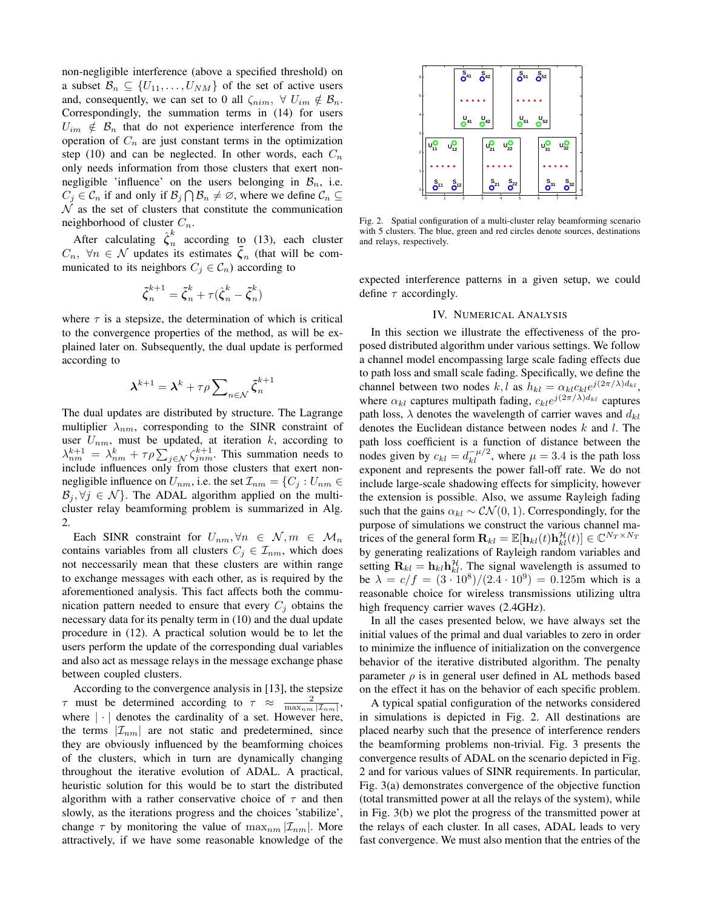non-negligible interference (above a specified threshold) on a subset $\mathcal{B}_n \subseteq \{U_{11}, \ldots, U_{NM}\}$ of the set of active users and, consequently, we can set to 0 all $\zeta_{nim}$, $\forall\ U_{im} \notin \mathcal{B}_n$. Correspondingly, the summation terms in (14) for users $U_{im} \notin \mathcal{B}_n$ that do not experience interference from the operation of $C_n$ are just constant terms in the optimization step (10) and can be neglected. In other words, each $C_n$ only needs information from those clusters that exert non-negligible 'influence' on the users belonging in $\mathcal{B}_n$, i.e. $C_j \in \mathcal{C}_n$ if and only if $\mathcal{B}_j \bigcap \mathcal{B}_n \neq \varnothing$, where we define $\mathcal{C}_n \subseteq \mathcal{N}$ as the set of clusters that constitute the communication neighborhood of cluster $C_n$.

After calculating $\hat{\boldsymbol{\zeta}}_n^k$ according to (13), each cluster $C_n$, $\forall n \in \mathcal{N}$ updates its estimates $\tilde{\boldsymbol{\zeta}}_n$ (that will be communicated to its neighbors $C_j \in \mathcal{C}_n$) according to

$$\tilde{\boldsymbol{\zeta}}_n^{k+1} = \tilde{\boldsymbol{\zeta}}_n^k + \tau(\hat{\boldsymbol{\zeta}}_n^k - \tilde{\boldsymbol{\zeta}}_n^k)$$

where $\tau$ is a stepsize, the determination of which is critical to the convergence properties of the method, as will be explained later on. Subsequently, the dual update is performed according to

$$\boldsymbol{\lambda}^{k+1} = \boldsymbol{\lambda}^k + \tau\rho \sum\nolimits_{n\in\mathcal{N}} \tilde{\boldsymbol{\zeta}}_n^{k+1}$$

The dual updates are distributed by structure. The Lagrange multiplier $\lambda_{nm}$, corresponding to the SINR constraint of user $U_{nm}$, must be updated, at iteration $k$, according to $\lambda_{nm}^{k+1} = \lambda_{nm}^k + \tau\rho\sum_{j\in\mathcal{N}} \zeta_{jnm}^{k+1}$. This summation needs to include influences only from those clusters that exert non-negligible influence on $U_{nm}$, i.e. the set $\mathcal{I}_{nm} = \{C_j : U_{nm} \in \mathcal{B}_j, \forall j \in \mathcal{N}\}$. The ADAL algorithm applied on the multi-cluster relay beamforming problem is summarized in Alg. 2.

Each SINR constraint for $U_{nm}, \forall n \in \mathcal{N}, m \in \mathcal{M}_n$ contains variables from all clusters $C_j \in \mathcal{I}_{nm}$, which does not neccessarily mean that these clusters are within range to exchange messages with each other, as is required by the aforementioned analysis. This fact affects both the communication pattern needed to ensure that every $C_j$ obtains the necessary data for its penalty term in (10) and the dual update procedure in (12). A practical solution would be to let the users perform the update of the corresponding dual variables and also act as message relays in the message exchange phase between coupled clusters.

According to the convergence analysis in [13], the stepsize $\tau$ must be determined according to $\tau \approx \frac{2}{\max_{nm}|\mathcal{I}_{nm}|}$, where $|\cdot|$ denotes the cardinality of a set. However here, the terms $|\mathcal{I}_{nm}|$ are not static and predetermined, since they are obviously influenced by the beamforming choices of the clusters, which in turn are dynamically changing throughout the iterative evolution of ADAL. A practical, heuristic solution for this would be to start the distributed algorithm with a rather conservative choice of $\tau$ and then slowly, as the iterations progress and the choices 'stabilize', change $\tau$ by monitoring the value of $\max_{nm}|\mathcal{I}_{nm}|$. More attractively, if we have some reasonable knowledge of the expected interference patterns in a given setup, we could define $\tau$ accordingly.

Fig. 2. Spatial configuration of a multi-cluster relay beamforming scenario with 5 clusters. The blue, green and red circles denote sources, destinations and relays, respectively.

## IV. Numerical Analysis

In this section we illustrate the effectiveness of the proposed distributed algorithm under various settings. We follow a channel model encompassing large scale fading effects due to path loss and small scale fading. Specifically, we define the channel between two nodes $k, l$ as $h_{kl} = \alpha_{kl} c_{kl} e^{j(2\pi/\lambda)d_{kl}}$, where $\alpha_{kl}$ captures multipath fading, $c_{kl}e^{j(2\pi/\lambda)d_{kl}}$ captures path loss, $\lambda$ denotes the wavelength of carrier waves and $d_{kl}$ denotes the Euclidean distance between nodes $k$ and $l$. The path loss coefficient is a function of distance between the nodes given by $c_{kl} = d_{kl}^{-\mu/2}$, where $\mu = 3.4$ is the path loss exponent and represents the power fall-off rate. We do not include large-scale shadowing effects for simplicity, however the extension is possible. Also, we assume Rayleigh fading such that the gains $\alpha_{kl} \sim \mathcal{CN}(0, 1)$. Correspondingly, for the purpose of simulations we construct the various channel matrices of the general form $\mathbf{R}_{kl} = \mathbb{E}[\mathbf{h}_{kl}(t)\mathbf{h}_{kl}^{\mathcal{H}}(t)] \in \mathbb{C}^{N_T \times N_T}$ by generating realizations of Rayleigh random variables and setting $\mathbf{R}_{kl} = \mathbf{h}_{kl}\mathbf{h}_{kl}^{\mathcal{H}}$. The signal wavelength is assumed to be $\lambda = c/f = (3 \cdot 10^8)/(2.4 \cdot 10^9) = 0.125$m which is a reasonable choice for wireless transmissions utilizing ultra high frequency carrier waves (2.4GHz).

In all the cases presented below, we have always set the initial values of the primal and dual variables to zero in order to minimize the influence of initialization on the convergence behavior of the iterative distributed algorithm. The penalty parameter $\rho$ is in general user defined in AL methods based on the effect it has on the behavior of each specific problem.

A typical spatial configuration of the networks considered in simulations is depicted in Fig. 2. All destinations are placed nearby such that the presence of interference renders the beamforming problems non-trivial. Fig. 3 presents the convergence results of ADAL on the scenario depicted in Fig. 2 and for various values of SINR requirements. In particular, Fig. 3(a) demonstrates convergence of the objective function (total transmitted power at all the relays of the system), while in Fig. 3(b) we plot the progress of the transmitted power at the relays of each cluster. In all cases, ADAL leads to very fast convergence. We must also mention that the entries of the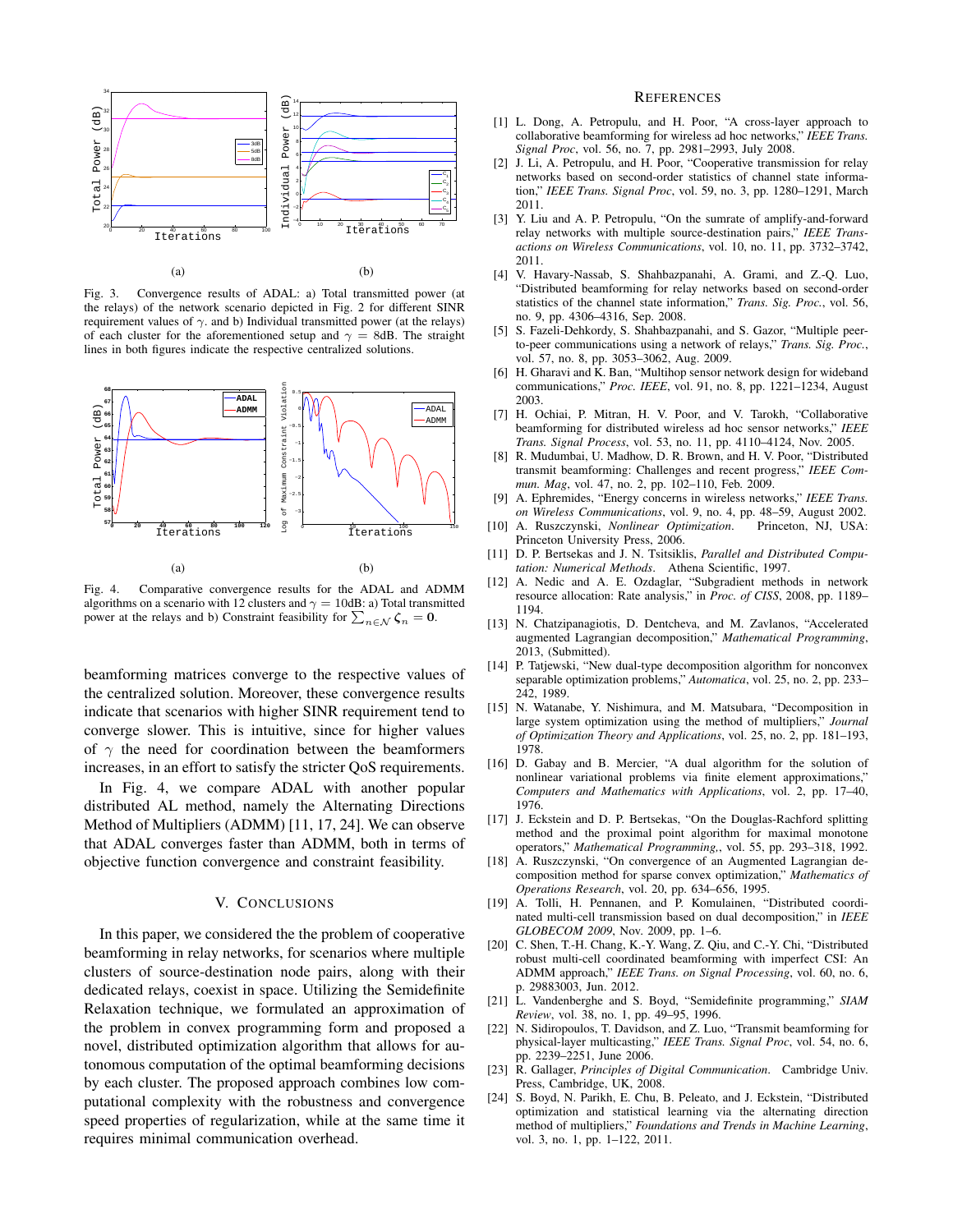34
32
30
28
26
24
22
20
0 20 40 60 80 100
Total Power (dB)
Iterations
3dB
5dB
8dB

(a)

14
12
10
8
6
4
2
0
−2
−4
0 10 20 30 40 50 60 70
Individual Power (dB)
Iterations
C1
C2
C3
C4
C5

(b)

Fig. 3. Convergence results of ADAL: a) Total transmitted power (at the relays) of the network scenario depicted in Fig. 2 for different SINR requirement values of $\gamma$. and b) Individual transmitted power (at the relays) of each cluster for the aforementioned setup and $\gamma = 8$dB. The straight lines in both figures indicate the respective centralized solutions.

68
67
66
65
64
63
62
61
60
59
58
57
0 20 40 60 80 100 120
Total Power (dB)
Iterations
ADAL
ADMM

(a)

0.5
0
−0.5
−1
−1.5
−2
−2.5
−3
0 50 100 150
Log of Maximum Constraint Violation
Iterations
ADAL
ADMM

(b)

Fig. 4. Comparative convergence results for the ADAL and ADMM algorithms on a scenario with 12 clusters and $\gamma = 10$dB: a) Total transmitted power at the relays and b) Constraint feasibility for $\sum_{n \in \mathcal{N}} \boldsymbol{\zeta}_n = \mathbf{0}$.

beamforming matrices converge to the respective values of the centralized solution. Moreover, these convergence results indicate that scenarios with higher SINR requirement tend to converge slower. This is intuitive, since for higher values of $\gamma$ the need for coordination between the beamformers increases, in an effort to satisfy the stricter QoS requirements.

In Fig. 4, we compare ADAL with another popular distributed AL method, namely the Alternating Directions Method of Multipliers (ADMM) [11, 17, 24]. We can observe that ADAL converges faster than ADMM, both in terms of objective function convergence and constraint feasibility.

## V. Conclusions

In this paper, we considered the the problem of cooperative beamforming in relay networks, for scenarios where multiple clusters of source-destination node pairs, along with their dedicated relays, coexist in space. Utilizing the Semidefinite Relaxation technique, we formulated an approximation of the problem in convex programming form and proposed a novel, distributed optimization algorithm that allows for autonomous computation of the optimal beamforming decisions by each cluster. The proposed approach combines low computational complexity with the robustness and convergence speed properties of regularization, while at the same time it requires minimal communication overhead.

## References

[1] L. Dong, A. Petropulu, and H. Poor, "A cross-layer approach to collaborative beamforming for wireless ad hoc networks," *IEEE Trans. Signal Proc*, vol. 56, no. 7, pp. 2981–2993, July 2008.

[2] J. Li, A. Petropulu, and H. Poor, "Cooperative transmission for relay networks based on second-order statistics of channel state information," *IEEE Trans. Signal Proc*, vol. 59, no. 3, pp. 1280–1291, March 2011.

[3] Y. Liu and A. P. Petropulu, "On the sumrate of amplify-and-forward relay networks with multiple source-destination pairs," *IEEE Transactions on Wireless Communications*, vol. 10, no. 11, pp. 3732–3742, 2011.

[4] V. Havary-Nassab, S. Shahbazpanahi, A. Grami, and Z.-Q. Luo, "Distributed beamforming for relay networks based on second-order statistics of the channel state information," *Trans. Sig. Proc.*, vol. 56, no. 9, pp. 4306–4316, Sep. 2008.

[5] S. Fazeli-Dehkordy, S. Shahbazpanahi, and S. Gazor, "Multiple peer-to-peer communications using a network of relays," *Trans. Sig. Proc.*, vol. 57, no. 8, pp. 3053–3062, Aug. 2009.

[6] H. Gharavi and K. Ban, "Multihop sensor network design for wideband communications," *Proc. IEEE*, vol. 91, no. 8, pp. 1221–1234, August 2003.

[7] H. Ochiai, P. Mitran, H. V. Poor, and V. Tarokh, "Collaborative beamforming for distributed wireless ad hoc sensor networks," *IEEE Trans. Signal Process*, vol. 53, no. 11, pp. 4110–4124, Nov. 2005.

[8] R. Mudumbai, U. Madhow, D. R. Brown, and H. V. Poor, "Distributed transmit beamforming: Challenges and recent progress," *IEEE Commun. Mag*, vol. 47, no. 2, pp. 102–110, Feb. 2009.

[9] A. Ephremides, "Energy concerns in wireless networks," *IEEE Trans. on Wireless Communications*, vol. 9, no. 4, pp. 48–59, August 2002.

[10] A. Ruszczynski, *Nonlinear Optimization*. Princeton, NJ, USA: Princeton University Press, 2006.

[11] D. P. Bertsekas and J. N. Tsitsiklis, *Parallel and Distributed Computation: Numerical Methods*. Athena Scientific, 1997.

[12] A. Nedic and A. E. Ozdaglar, "Subgradient methods in network resource allocation: Rate analysis," in *Proc. of CISS*, 2008, pp. 1189–1194.

[13] N. Chatzipanagiotis, D. Dentcheva, and M. Zavlanos, "Accelerated augmented Lagrangian decomposition," *Mathematical Programming*, 2013, (Submitted).

[14] P. Tatjewski, "New dual-type decomposition algorithm for nonconvex separable optimization problems," *Automatica*, vol. 25, no. 2, pp. 233–242, 1989.

[15] N. Watanabe, Y. Nishimura, and M. Matsubara, "Decomposition in large system optimization using the method of multipliers," *Journal of Optimization Theory and Applications*, vol. 25, no. 2, pp. 181–193, 1978.

[16] D. Gabay and B. Mercier, "A dual algorithm for the solution of nonlinear variational problems via finite element approximations," *Computers and Mathematics with Applications*, vol. 2, pp. 17–40, 1976.

[17] J. Eckstein and D. P. Bertsekas, "On the Douglas-Rachford splitting method and the proximal point algorithm for maximal monotone operators," *Mathematical Programming,*, vol. 55, pp. 293–318, 1992.

[18] A. Ruszczynski, "On convergence of an Augmented Lagrangian decomposition method for sparse convex optimization," *Mathematics of Operations Research*, vol. 20, pp. 634–656, 1995.

[19] A. Tolli, H. Pennanen, and P. Komulainen, "Distributed coordinated multi-cell transmission based on dual decomposition," in *IEEE GLOBECOM 2009*, Nov. 2009, pp. 1–6.

[20] C. Shen, T.-H. Chang, K.-Y. Wang, Z. Qiu, and C.-Y. Chi, "Distributed robust multi-cell coordinated beamforming with imperfect CSI: An ADMM approach," *IEEE Trans. on Signal Processing*, vol. 60, no. 6, p. 29883003, Jun. 2012.

[21] L. Vandenberghe and S. Boyd, "Semidefinite programming," *SIAM Review*, vol. 38, no. 1, pp. 49–95, 1996.

[22] N. Sidiropoulos, T. Davidson, and Z. Luo, "Transmit beamforming for physical-layer multicasting," *IEEE Trans. Signal Proc*, vol. 54, no. 6, pp. 2239–2251, June 2006.

[23] R. Gallager, *Principles of Digital Communication*. Cambridge Univ. Press, Cambridge, UK, 2008.

[24] S. Boyd, N. Parikh, E. Chu, B. Peleato, and J. Eckstein, "Distributed optimization and statistical learning via the alternating direction method of multipliers," *Foundations and Trends in Machine Learning*, vol. 3, no. 1, pp. 1–122, 2011.